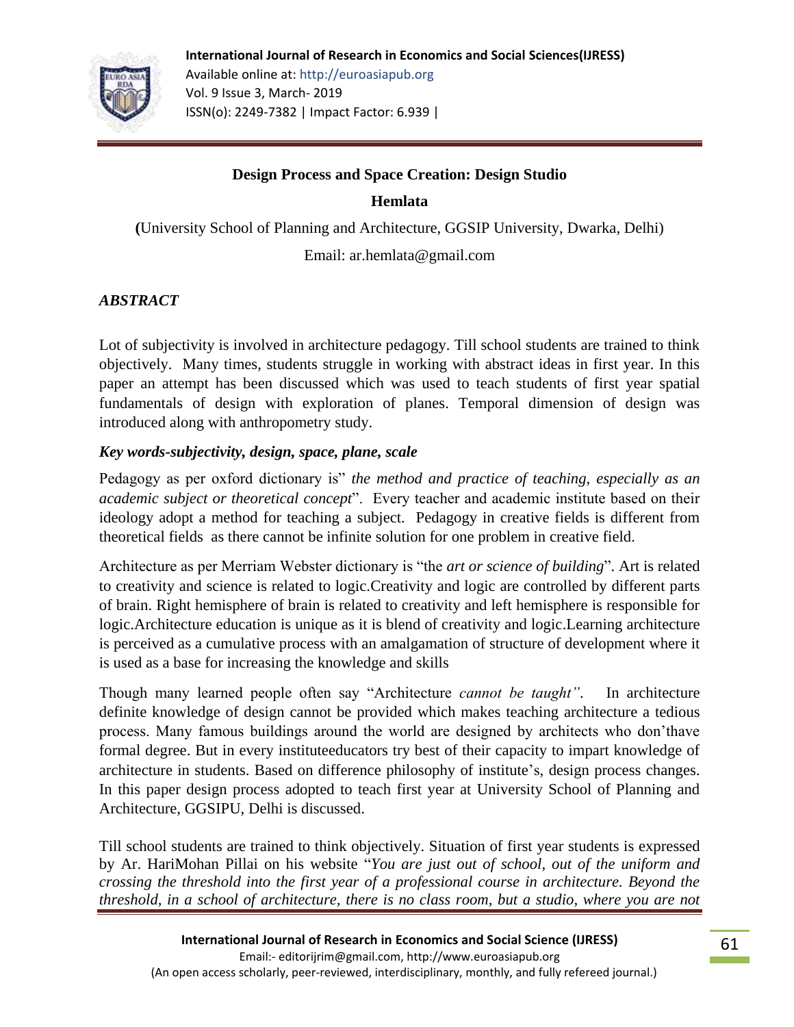# Design Process and Space Creation: Design Studio

**Hemlata**

**(**University School of Planning and Architecture, GGSIP University, Dwarka, Delhi)

Email: ar.hemlata@gmail.com

## *ABSTRACT*

Lot of subjectivity is involved in architecture pedagogy. Till school students are trained to think objectively. Many times, students struggle in working with abstract ideas in first year. In this paper an attempt has been discussed which was used to teach students of first year spatial fundamentals of design with exploration of planes. Temporal dimension of design was introduced along with anthropometry study.

***Key words-subjectivity, design, space, plane, scale***

Pedagogy as per oxford dictionary is" *the method and practice of teaching, especially as an academic subject or theoretical concept*". Every teacher and academic institute based on their ideology adopt a method for teaching a subject. Pedagogy in creative fields is different from theoretical fields as there cannot be infinite solution for one problem in creative field.

Architecture as per Merriam Webster dictionary is "the *art or science of building*". Art is related to creativity and science is related to logic.Creativity and logic are controlled by different parts of brain. Right hemisphere of brain is related to creativity and left hemisphere is responsible for logic.Architecture education is unique as it is blend of creativity and logic.Learning architecture is perceived as a cumulative process with an amalgamation of structure of development where it is used as a base for increasing the knowledge and skills

Though many learned people often say "Architecture *cannot be taught"*. In architecture definite knowledge of design cannot be provided which makes teaching architecture a tedious process. Many famous buildings around the world are designed by architects who don'thave formal degree. But in every instituteeducators try best of their capacity to impart knowledge of architecture in students. Based on difference philosophy of institute's, design process changes. In this paper design process adopted to teach first year at University School of Planning and Architecture, GGSIPU, Delhi is discussed.

Till school students are trained to think objectively. Situation of first year students is expressed by Ar. HariMohan Pillai on his website "*You are just out of school, out of the uniform and crossing the threshold into the first year of a professional course in architecture. Beyond the threshold, in a school of architecture, there is no class room, but a studio, where you are not*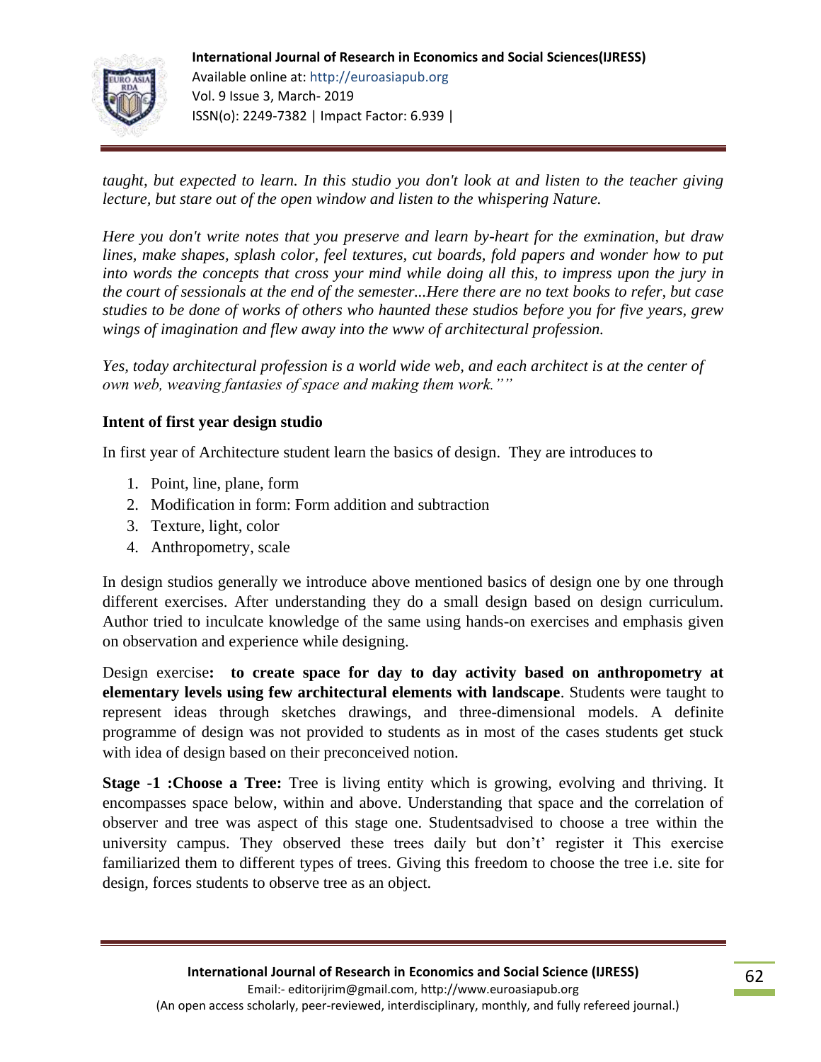*taught, but expected to learn. In this studio you don't look at and listen to the teacher giving lecture, but stare out of the open window and listen to the whispering Nature.*

*Here you don't write notes that you preserve and learn by-heart for the exmination, but draw lines, make shapes, splash color, feel textures, cut boards, fold papers and wonder how to put into words the concepts that cross your mind while doing all this, to impress upon the jury in the court of sessionals at the end of the semester...Here there are no text books to refer, but case studies to be done of works of others who haunted these studios before you for five years, grew wings of imagination and flew away into the www of architectural profession.*

*Yes, today architectural profession is a world wide web, and each architect is at the center of own web, weaving fantasies of space and making them work.""*

**Intent of first year design studio**

In first year of Architecture student learn the basics of design. They are introduces to

1. Point, line, plane, form
2. Modification in form: Form addition and subtraction
3. Texture, light, color
4. Anthropometry, scale

In design studios generally we introduce above mentioned basics of design one by one through different exercises. After understanding they do a small design based on design curriculum. Author tried to inculcate knowledge of the same using hands-on exercises and emphasis given on observation and experience while designing.

Design exercise**: to create space for day to day activity based on anthropometry at elementary levels using few architectural elements with landscape**. Students were taught to represent ideas through sketches drawings, and three-dimensional models. A definite programme of design was not provided to students as in most of the cases students get stuck with idea of design based on their preconceived notion.

**Stage -1 :Choose a Tree:** Tree is living entity which is growing, evolving and thriving. It encompasses space below, within and above. Understanding that space and the correlation of observer and tree was aspect of this stage one. Studentsadvised to choose a tree within the university campus. They observed these trees daily but don't' register it This exercise familiarized them to different types of trees. Giving this freedom to choose the tree i.e. site for design, forces students to observe tree as an object.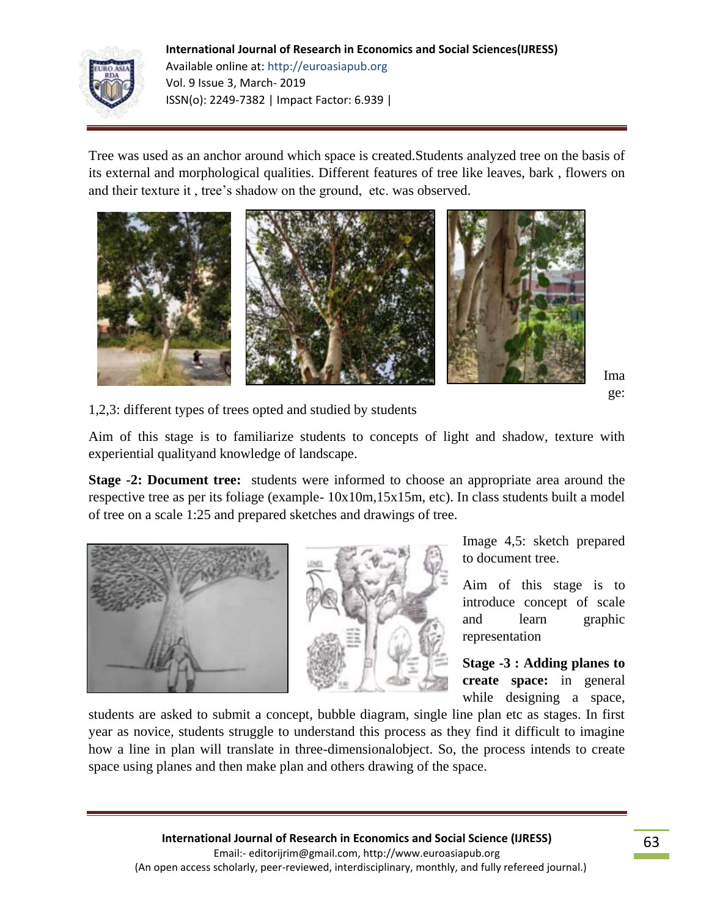Tree was used as an anchor around which space is created.Students analyzed tree on the basis of its external and morphological qualities. Different features of tree like leaves, bark , flowers on and their texture it , tree's shadow on the ground, etc. was observed.

Image: 1,2,3: different types of trees opted and studied by students

Aim of this stage is to familiarize students to concepts of light and shadow, texture with experiential qualityand knowledge of landscape.

**Stage -2: Document tree:** students were informed to choose an appropriate area around the respective tree as per its foliage (example- 10x10m,15x15m, etc). In class students built a model of tree on a scale 1:25 and prepared sketches and drawings of tree.

Image 4,5: sketch prepared to document tree.

Aim of this stage is to introduce concept of scale and learn graphic representation

**Stage -3 : Adding planes to create space:** in general while designing a space, students are asked to submit a concept, bubble diagram, single line plan etc as stages. In first year as novice, students struggle to understand this process as they find it difficult to imagine how a line in plan will translate in three-dimensionalobject. So, the process intends to create space using planes and then make plan and others drawing of the space.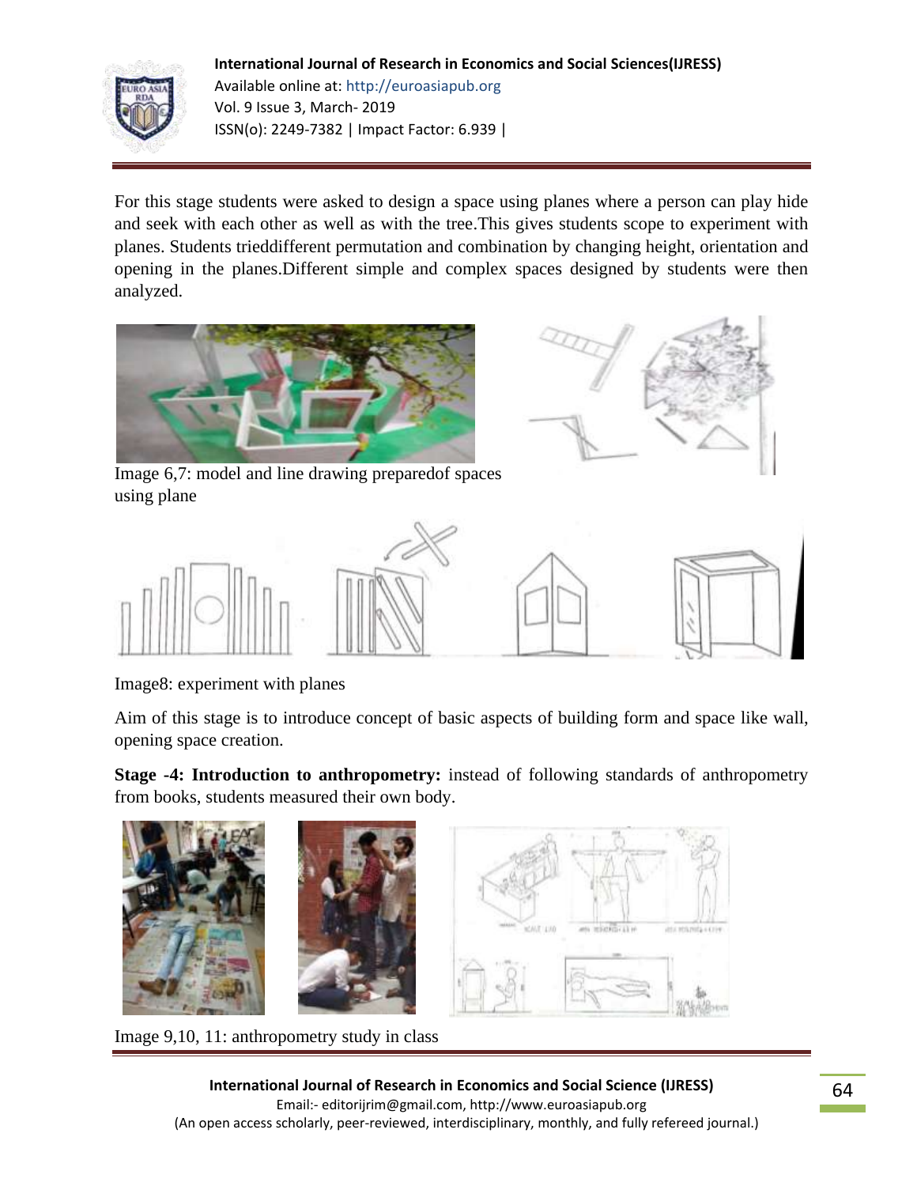For this stage students were asked to design a space using planes where a person can play hide and seek with each other as well as with the tree.This gives students scope to experiment with planes. Students trieddifferent permutation and combination by changing height, orientation and opening in the planes.Different simple and complex spaces designed by students were then analyzed.

Image 6,7: model and line drawing preparedof spaces using plane

Image8: experiment with planes

Aim of this stage is to introduce concept of basic aspects of building form and space like wall, opening space creation.

**Stage -4: Introduction to anthropometry:** instead of following standards of anthropometry from books, students measured their own body.

Image 9,10, 11: anthropometry study in class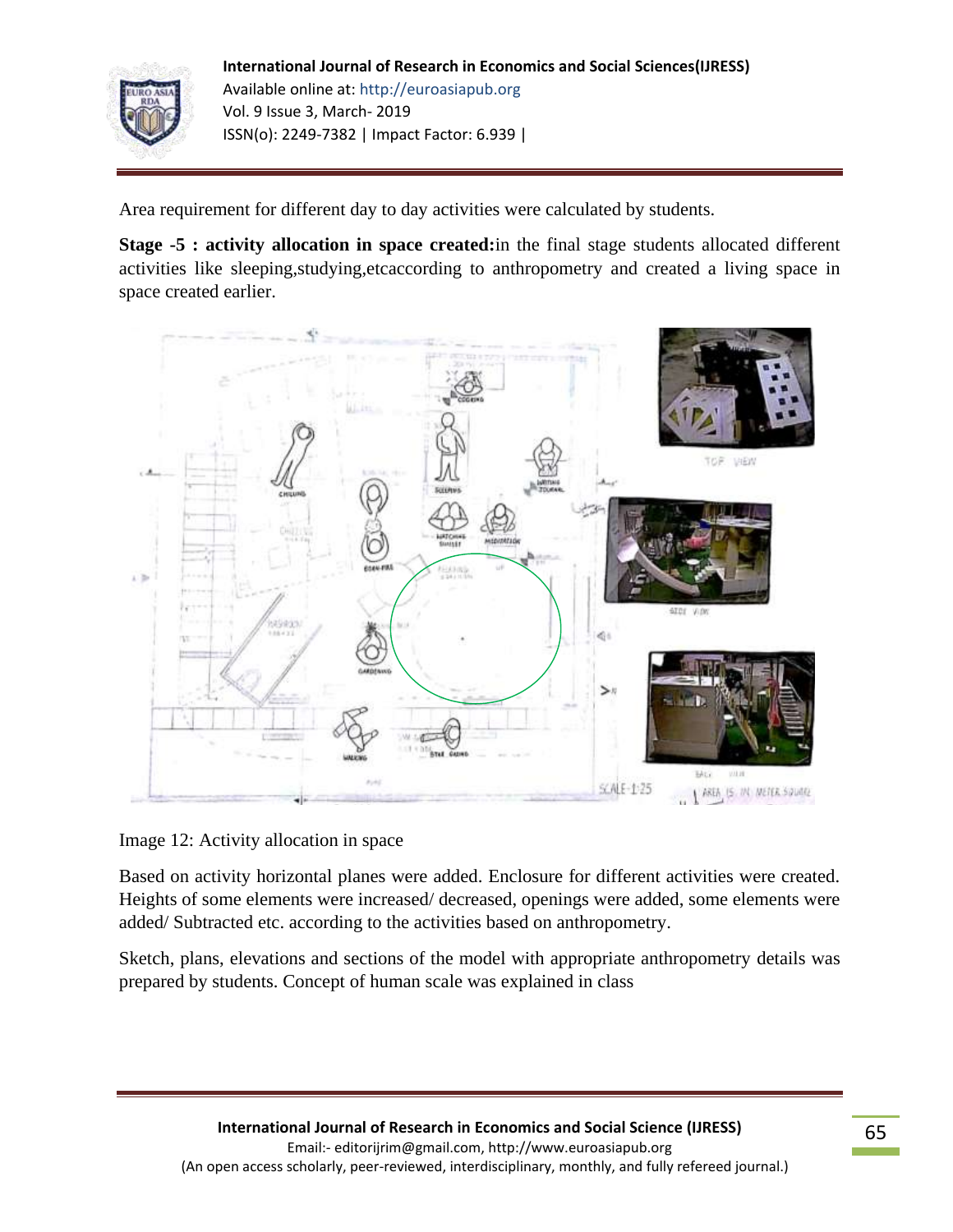Area requirement for different day to day activities were calculated by students.

**Stage -5 : activity allocation in space created:**in the final stage students allocated different activities like sleeping,studying,etcaccording to anthropometry and created a living space in space created earlier.

Image 12: Activity allocation in space

Based on activity horizontal planes were added. Enclosure for different activities were created. Heights of some elements were increased/ decreased, openings were added, some elements were added/ Subtracted etc. according to the activities based on anthropometry.

Sketch, plans, elevations and sections of the model with appropriate anthropometry details was prepared by students. Concept of human scale was explained in class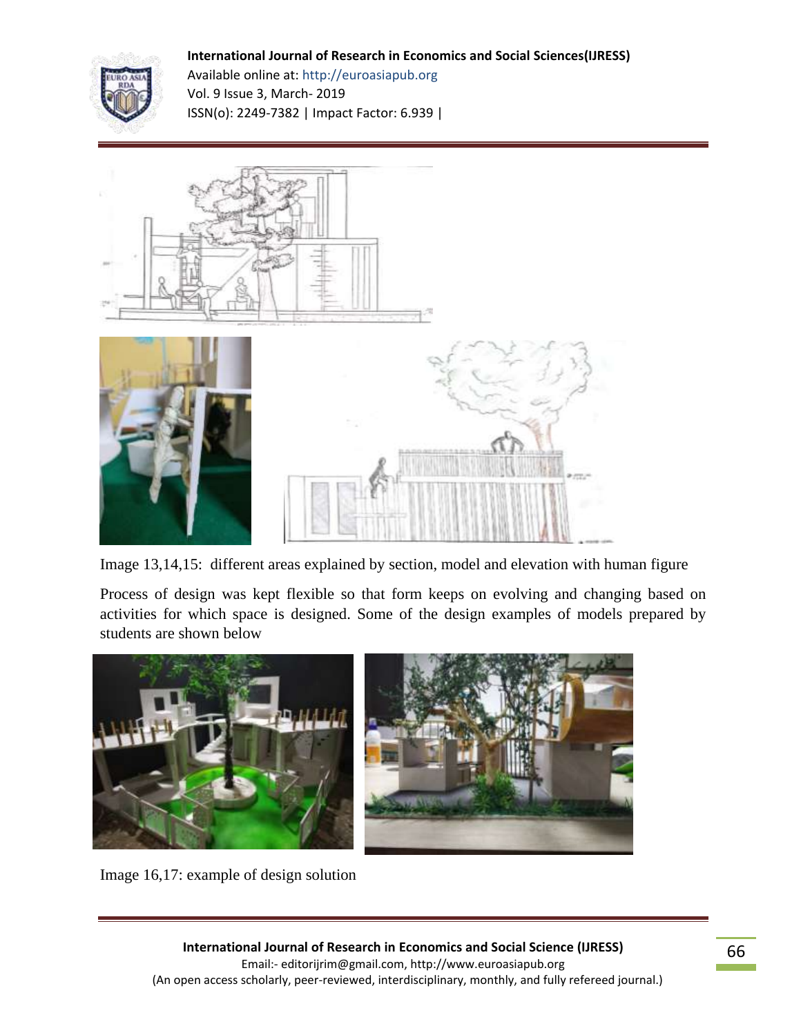Image 13,14,15: different areas explained by section, model and elevation with human figure

Process of design was kept flexible so that form keeps on evolving and changing based on activities for which space is designed. Some of the design examples of models prepared by students are shown below

Image 16,17: example of design solution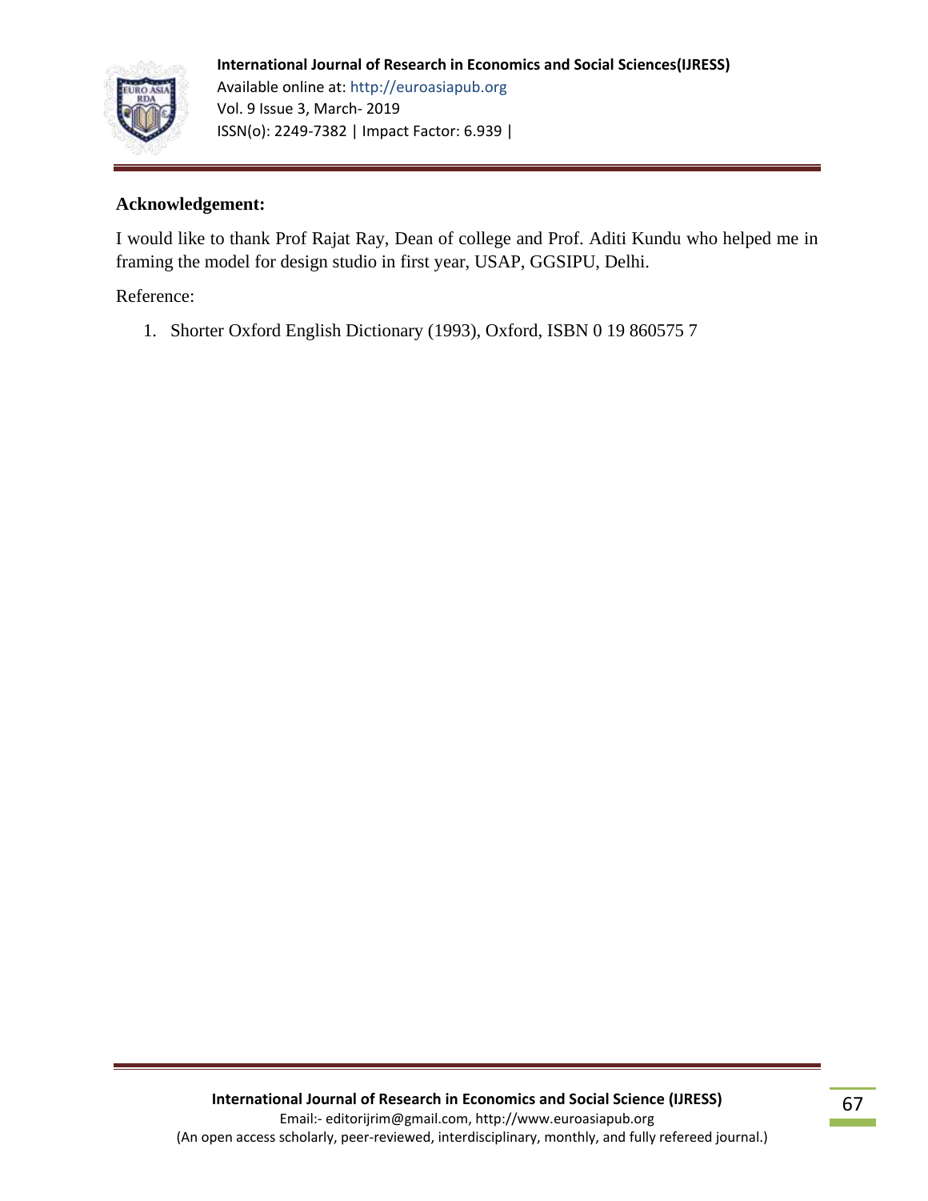**Acknowledgement:**

I would like to thank Prof Rajat Ray, Dean of college and Prof. Aditi Kundu who helped me in framing the model for design studio in first year, USAP, GGSIPU, Delhi.

Reference:

1. Shorter Oxford English Dictionary (1993), Oxford, ISBN 0 19 860575 7